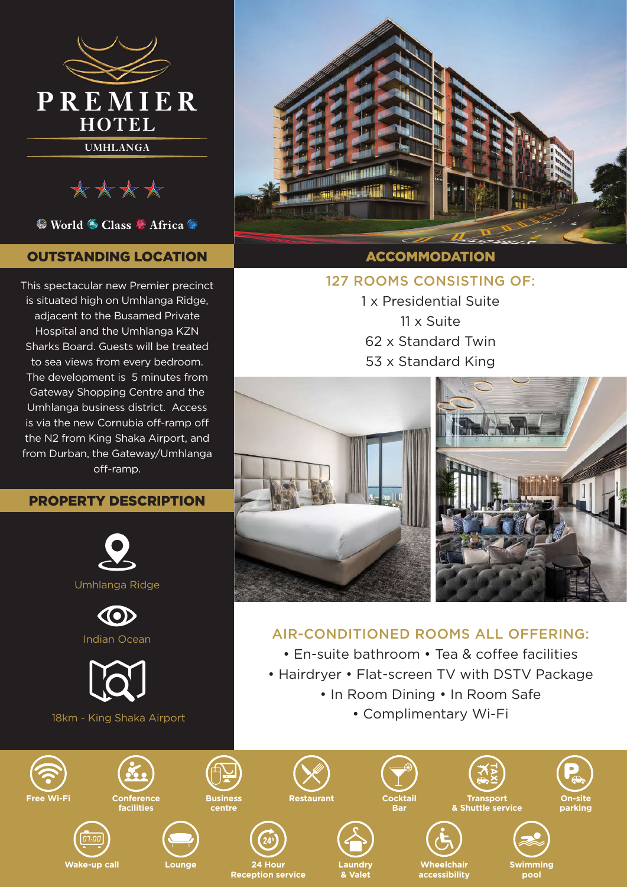# PREMIER HOTEL

UMHLANGA

World Class Africa

## OUTSTANDING LOCATION

This spectacular new Premier precinct is situated high on Umhlanga Ridge, adjacent to the Busamed Private Hospital and the Umhlanga KZN Sharks Board. Guests will be treated to sea views from every bedroom. The development is 5 minutes from Gateway Shopping Centre and the Umhlanga business district. Access is via the new Cornubia off-ramp off the N2 from King Shaka Airport, and from Durban, the Gateway/Umhlanga off-ramp.

## PROPERTY DESCRIPTION

Umhlanga Ridge

Indian Ocean

18km - King Shaka Airport

## ACCOMMODATION

### 127 ROOMS CONSISTING OF:

1 x Presidential Suite
11 x Suite
62 x Standard Twin
53 x Standard King

### AIR-CONDITIONED ROOMS ALL OFFERING:

• En-suite bathroom • Tea & coffee facilities
• Hairdryer • Flat-screen TV with DSTV Package
• In Room Dining • In Room Safe
• Complimentary Wi-Fi

- Free Wi-Fi
- Conference facilities
- Business centre
- Restaurant
- Cocktail Bar
- Transport & Shuttle service
- On-site parking
- Wake-up call
- Lounge
- 24 Hour Reception service
- Laundry & Valet
- Wheelchair accessibility
- Swimming pool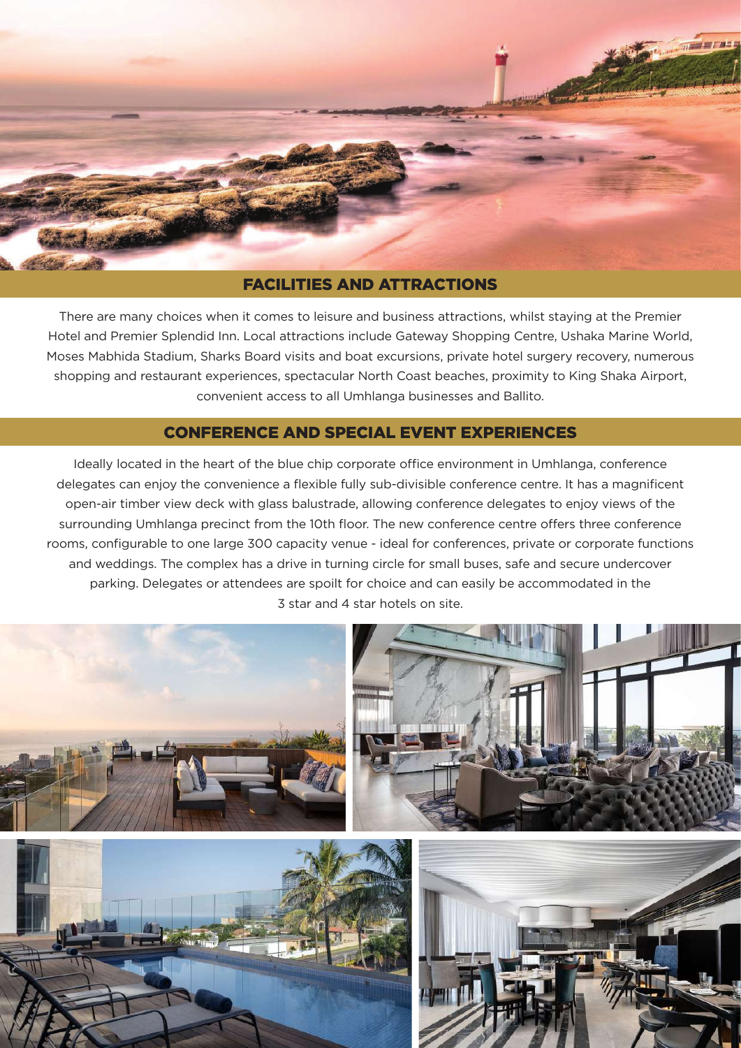## FACILITIES AND ATTRACTIONS

There are many choices when it comes to leisure and business attractions, whilst staying at the Premier Hotel and Premier Splendid Inn. Local attractions include Gateway Shopping Centre, Ushaka Marine World, Moses Mabhida Stadium, Sharks Board visits and boat excursions, private hotel surgery recovery, numerous shopping and restaurant experiences, spectacular North Coast beaches, proximity to King Shaka Airport, convenient access to all Umhlanga businesses and Ballito.

## CONFERENCE AND SPECIAL EVENT EXPERIENCES

Ideally located in the heart of the blue chip corporate office environment in Umhlanga, conference delegates can enjoy the convenience a flexible fully sub-divisible conference centre. It has a magnificent open-air timber view deck with glass balustrade, allowing conference delegates to enjoy views of the surrounding Umhlanga precinct from the 10th floor. The new conference centre offers three conference rooms, configurable to one large 300 capacity venue - ideal for conferences, private or corporate functions and weddings. The complex has a drive in turning circle for small buses, safe and secure undercover parking. Delegates or attendees are spoilt for choice and can easily be accommodated in the 3 star and 4 star hotels on site.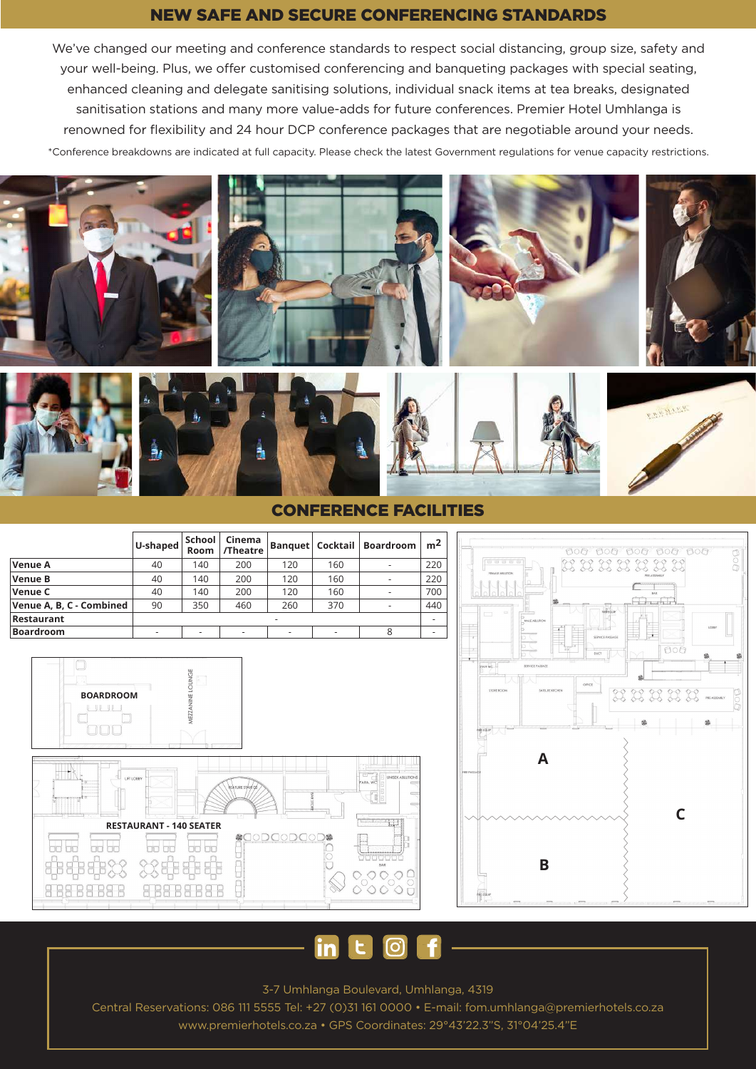## NEW SAFE AND SECURE CONFERENCING STANDARDS

We've changed our meeting and conference standards to respect social distancing, group size, safety and your well-being. Plus, we offer customised conferencing and banqueting packages with special seating, enhanced cleaning and delegate sanitising solutions, individual snack items at tea breaks, designated sanitisation stations and many more value-adds for future conferences. Premier Hotel Umhlanga is renowned for flexibility and 24 hour DCP conference packages that are negotiable around your needs.

*Conference breakdowns are indicated at full capacity. Please check the latest Government regulations for venue capacity restrictions.

## CONFERENCE FACILITIES

| | U-shaped | School Room | Cinema /Theatre | Banquet | Cocktail | Boardroom | m$^2$ |
|---|---|---|---|---|---|---|---|
| **Venue A** | 40 | 140 | 200 | 120 | 160 | - | 220 |
| **Venue B** | 40 | 140 | 200 | 120 | 160 | - | 220 |
| **Venue C** | 40 | 140 | 200 | 120 | 160 | - | 700 |
| **Venue A, B, C - Combined** | 90 | 350 | 460 | 260 | 370 | - | 440 |
| **Restaurant** | | | | - | | | - |
| **Boardroom** | - | - | - | - | - | 8 | - |

BOARDROOM

MEZZANINE LOUNGE

RESTAURANT - 140 SEATER

A

B

C

3-7 Umhlanga Boulevard, Umhlanga, 4319

Central Reservations: 086 111 5555 Tel: +27 (0)31 161 0000 • E-mail: fom.umhlanga@premierhotels.co.za

www.premierhotels.co.za • GPS Coordinates: 29°43'22.3"S, 31°04'25.4"E